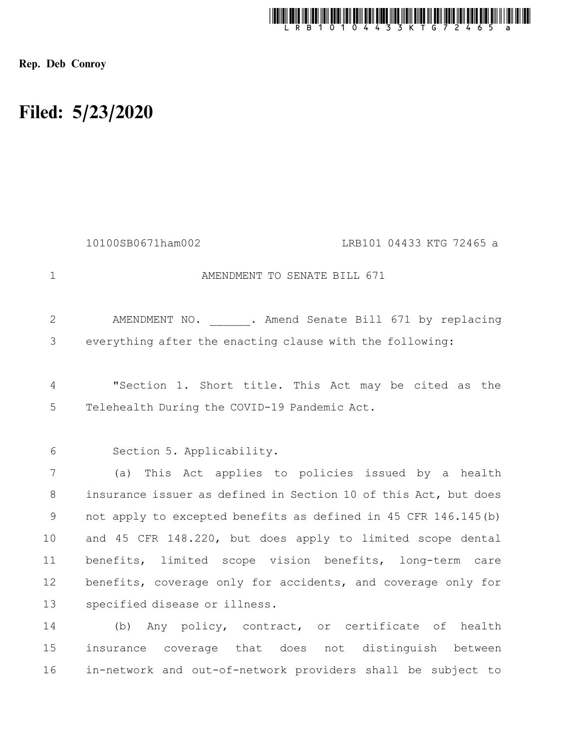Rep. Deb Conroy

# Filed: 5/23/2020

10100SB0671ham002 LRB101 04433 KTG 72465 a

AMENDMENT TO SENATE BILL 671

AMENDMENT NO. ______. Amend Senate Bill 671 by replacing everything after the enacting clause with the following:

"Section 1. Short title. This Act may be cited as the Telehealth During the COVID-19 Pandemic Act.

Section 5. Applicability.

(a) This Act applies to policies issued by a health insurance issuer as defined in Section 10 of this Act, but does not apply to excepted benefits as defined in 45 CFR 146.145(b) and 45 CFR 148.220, but does apply to limited scope dental benefits, limited scope vision benefits, long-term care benefits, coverage only for accidents, and coverage only for specified disease or illness.

(b) Any policy, contract, or certificate of health insurance coverage that does not distinguish between in-network and out-of-network providers shall be subject to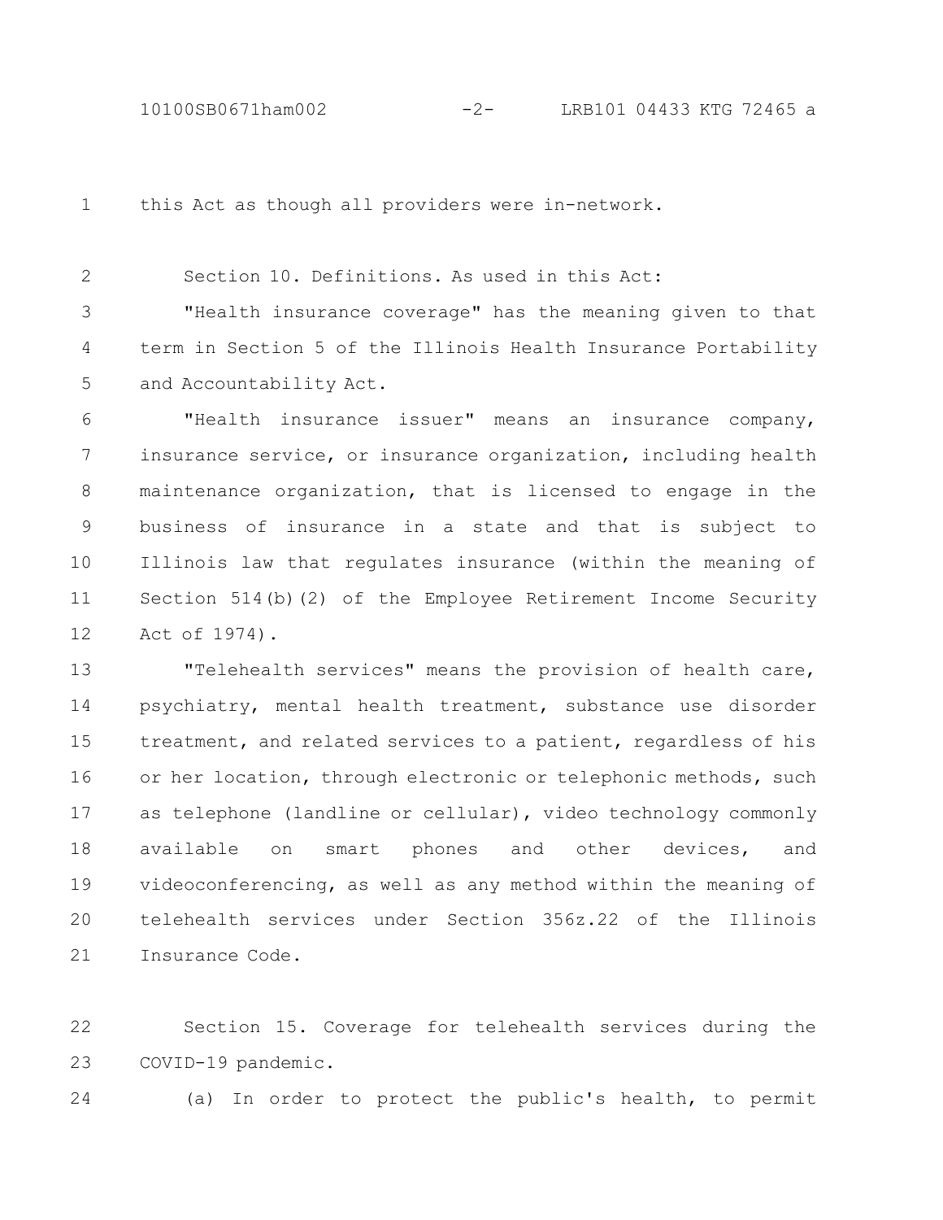this Act as though all providers were in-network.

Section 10. Definitions. As used in this Act:

"Health insurance coverage" has the meaning given to that term in Section 5 of the Illinois Health Insurance Portability and Accountability Act.

"Health insurance issuer" means an insurance company, insurance service, or insurance organization, including health maintenance organization, that is licensed to engage in the business of insurance in a state and that is subject to Illinois law that regulates insurance (within the meaning of Section 514(b)(2) of the Employee Retirement Income Security Act of 1974).

"Telehealth services" means the provision of health care, psychiatry, mental health treatment, substance use disorder treatment, and related services to a patient, regardless of his or her location, through electronic or telephonic methods, such as telephone (landline or cellular), video technology commonly available on smart phones and other devices, and videoconferencing, as well as any method within the meaning of telehealth services under Section 356z.22 of the Illinois Insurance Code.

Section 15. Coverage for telehealth services during the COVID-19 pandemic.

(a) In order to protect the public's health, to permit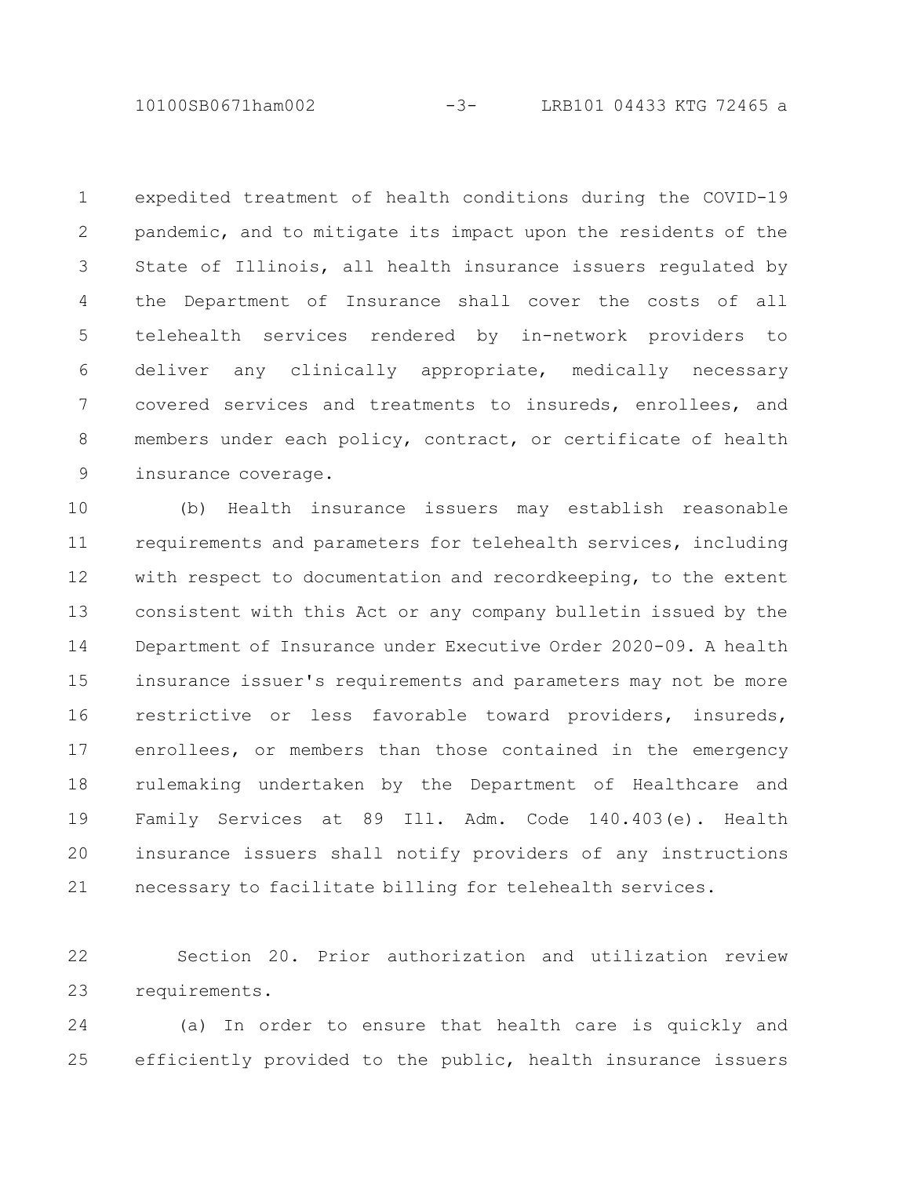expedited treatment of health conditions during the COVID-19 pandemic, and to mitigate its impact upon the residents of the State of Illinois, all health insurance issuers regulated by the Department of Insurance shall cover the costs of all telehealth services rendered by in-network providers to deliver any clinically appropriate, medically necessary covered services and treatments to insureds, enrollees, and members under each policy, contract, or certificate of health insurance coverage.

(b) Health insurance issuers may establish reasonable requirements and parameters for telehealth services, including with respect to documentation and recordkeeping, to the extent consistent with this Act or any company bulletin issued by the Department of Insurance under Executive Order 2020-09. A health insurance issuer's requirements and parameters may not be more restrictive or less favorable toward providers, insureds, enrollees, or members than those contained in the emergency rulemaking undertaken by the Department of Healthcare and Family Services at 89 Ill. Adm. Code 140.403(e). Health insurance issuers shall notify providers of any instructions necessary to facilitate billing for telehealth services.

Section 20. Prior authorization and utilization review requirements.

(a) In order to ensure that health care is quickly and efficiently provided to the public, health insurance issuers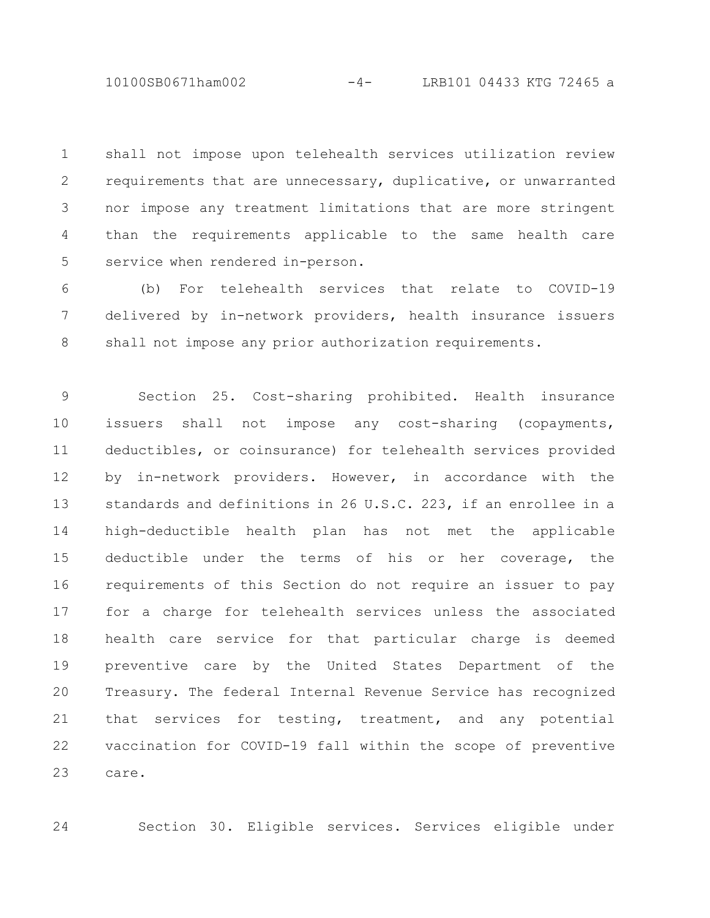shall not impose upon telehealth services utilization review requirements that are unnecessary, duplicative, or unwarranted nor impose any treatment limitations that are more stringent than the requirements applicable to the same health care service when rendered in-person.

(b) For telehealth services that relate to COVID-19 delivered by in-network providers, health insurance issuers shall not impose any prior authorization requirements.

Section 25. Cost-sharing prohibited. Health insurance issuers shall not impose any cost-sharing (copayments, deductibles, or coinsurance) for telehealth services provided by in-network providers. However, in accordance with the standards and definitions in 26 U.S.C. 223, if an enrollee in a high-deductible health plan has not met the applicable deductible under the terms of his or her coverage, the requirements of this Section do not require an issuer to pay for a charge for telehealth services unless the associated health care service for that particular charge is deemed preventive care by the United States Department of the Treasury. The federal Internal Revenue Service has recognized that services for testing, treatment, and any potential vaccination for COVID-19 fall within the scope of preventive care.

Section 30. Eligible services. Services eligible under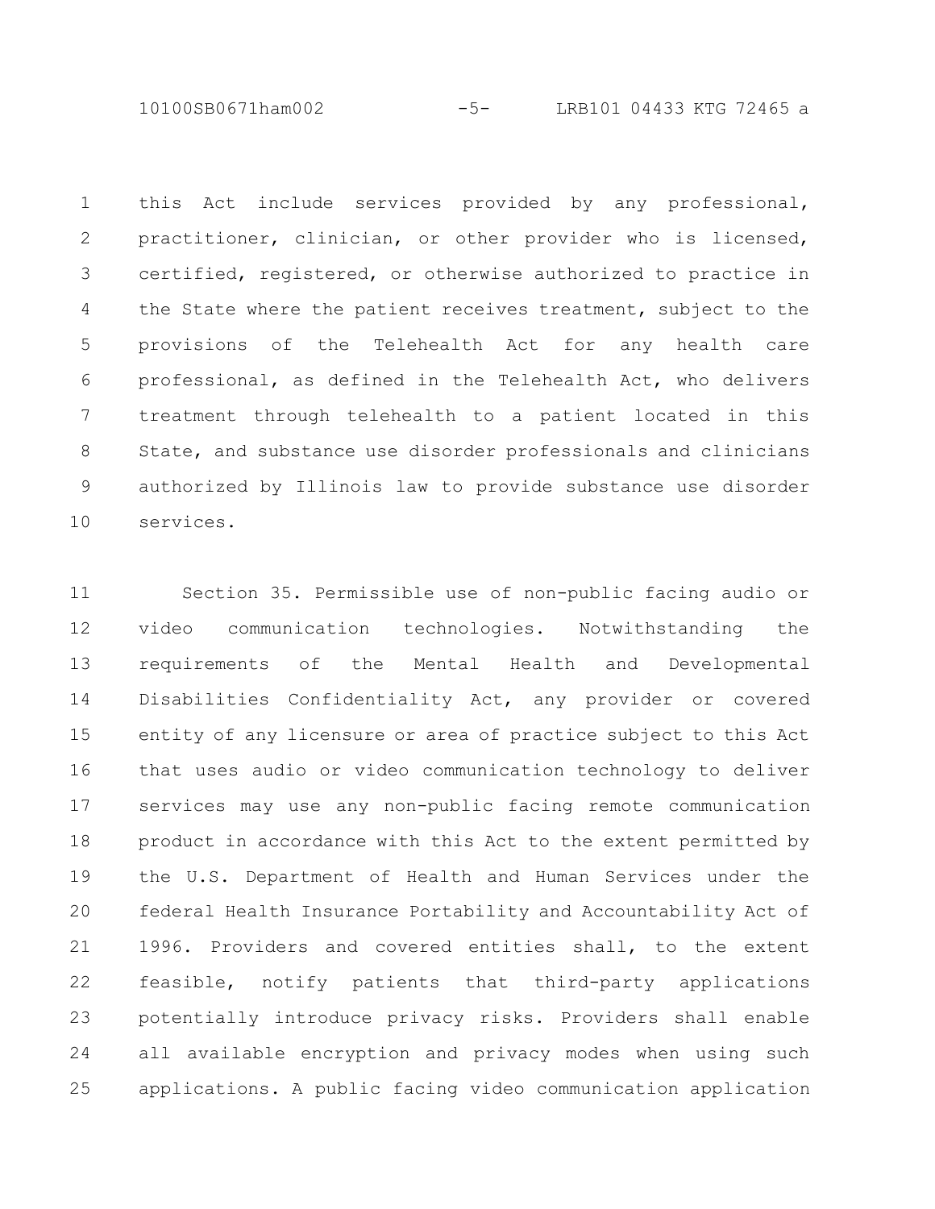this Act include services provided by any professional, practitioner, clinician, or other provider who is licensed, certified, registered, or otherwise authorized to practice in the State where the patient receives treatment, subject to the provisions of the Telehealth Act for any health care professional, as defined in the Telehealth Act, who delivers treatment through telehealth to a patient located in this State, and substance use disorder professionals and clinicians authorized by Illinois law to provide substance use disorder services.

Section 35. Permissible use of non-public facing audio or video communication technologies. Notwithstanding the requirements of the Mental Health and Developmental Disabilities Confidentiality Act, any provider or covered entity of any licensure or area of practice subject to this Act that uses audio or video communication technology to deliver services may use any non-public facing remote communication product in accordance with this Act to the extent permitted by the U.S. Department of Health and Human Services under the federal Health Insurance Portability and Accountability Act of 1996. Providers and covered entities shall, to the extent feasible, notify patients that third-party applications potentially introduce privacy risks. Providers shall enable all available encryption and privacy modes when using such applications. A public facing video communication application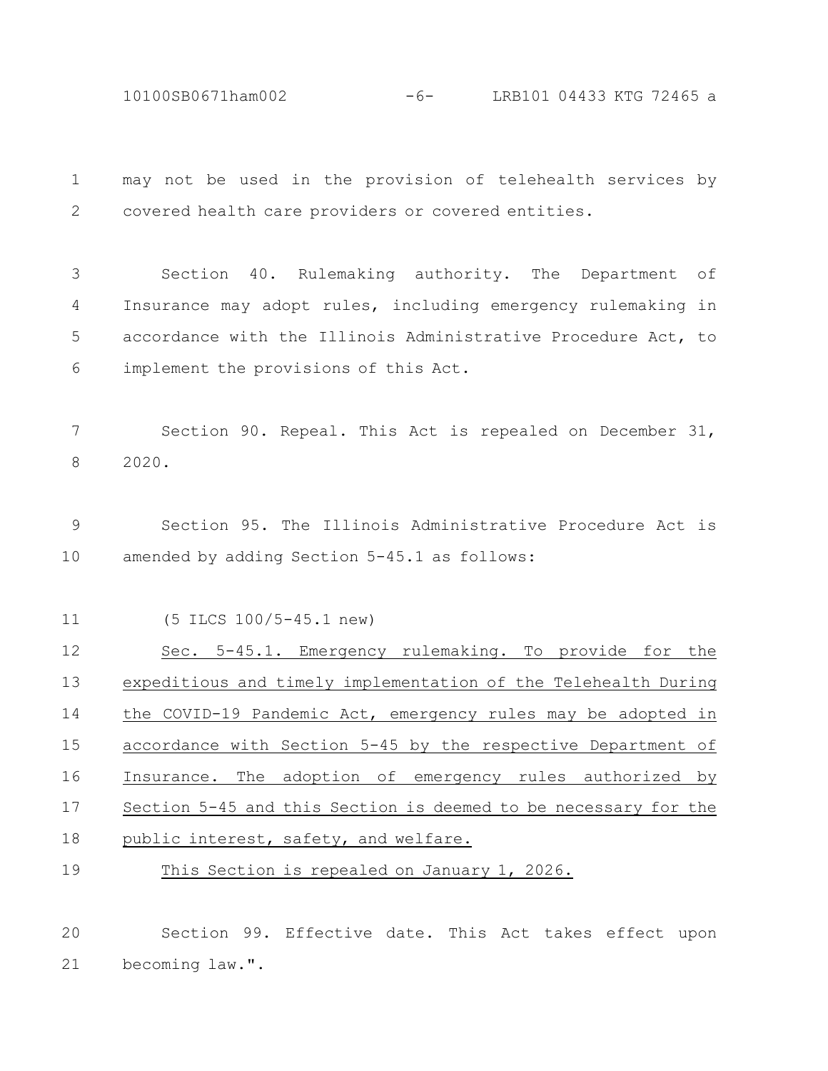may not be used in the provision of telehealth services by covered health care providers or covered entities.

Section 40. Rulemaking authority. The Department of Insurance may adopt rules, including emergency rulemaking in accordance with the Illinois Administrative Procedure Act, to implement the provisions of this Act.

Section 90. Repeal. This Act is repealed on December 31, 2020.

Section 95. The Illinois Administrative Procedure Act is amended by adding Section 5-45.1 as follows:

(5 ILCS 100/5-45.1 new)

Sec. 5-45.1. Emergency rulemaking. To provide for the expeditious and timely implementation of the Telehealth During the COVID-19 Pandemic Act, emergency rules may be adopted in accordance with Section 5-45 by the respective Department of Insurance. The adoption of emergency rules authorized by Section 5-45 and this Section is deemed to be necessary for the public interest, safety, and welfare.

This Section is repealed on January 1, 2026.

Section 99. Effective date. This Act takes effect upon becoming law.".